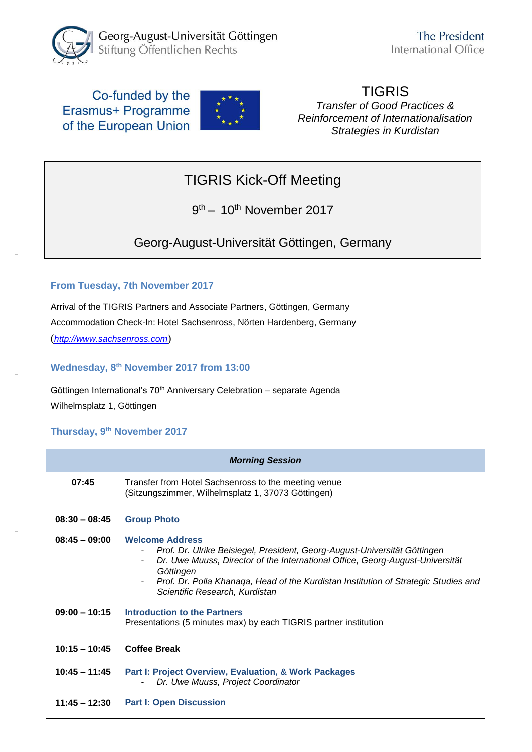Georg-August-Universität Göttingen
Stiftung Öffentlichen Rechts

The President
International Office

Co-funded by the Erasmus+ Programme of the European Union

TIGRIS
*Transfer of Good Practices & Reinforcement of Internationalisation Strategies in Kurdistan*

# TIGRIS Kick-Off Meeting

9th – 10th November 2017

Georg-August-Universität Göttingen, Germany

### From Tuesday, 7th November 2017

Arrival of the TIGRIS Partners and Associate Partners, Göttingen, Germany
Accommodation Check-In: Hotel Sachsenross, Nörten Hardenberg, Germany
(*http://www.sachsenross.com*)

### Wednesday, 8th November 2017 from 13:00

Göttingen International's 70th Anniversary Celebration – separate Agenda
Wilhelmsplatz 1, Göttingen

### Thursday, 9th November 2017

| | ***Morning Session*** |
|---|---|
| **07:45** | Transfer from Hotel Sachsenross to the meeting venue (Sitzungszimmer, Wilhelmsplatz 1, 37073 Göttingen) |
| **08:30 – 08:45** | **Group Photo** |
| **08:45 – 09:00** | **Welcome Address**<br>- *Prof. Dr. Ulrike Beisiegel, President, Georg-August-Universität Göttingen*<br>- *Dr. Uwe Muuss, Director of the International Office, Georg-August-Universität Göttingen*<br>- *Prof. Dr. Polla Khanaqa, Head of the Kurdistan Institution of Strategic Studies and Scientific Research, Kurdistan* |
| **09:00 – 10:15** | **Introduction to the Partners**<br>Presentations (5 minutes max) by each TIGRIS partner institution |
| **10:15 – 10:45** | **Coffee Break** |
| **10:45 – 11:45** | **Part I: Project Overview, Evaluation, & Work Packages**<br>- *Dr. Uwe Muuss, Project Coordinator* |
| **11:45 – 12:30** | **Part I: Open Discussion** |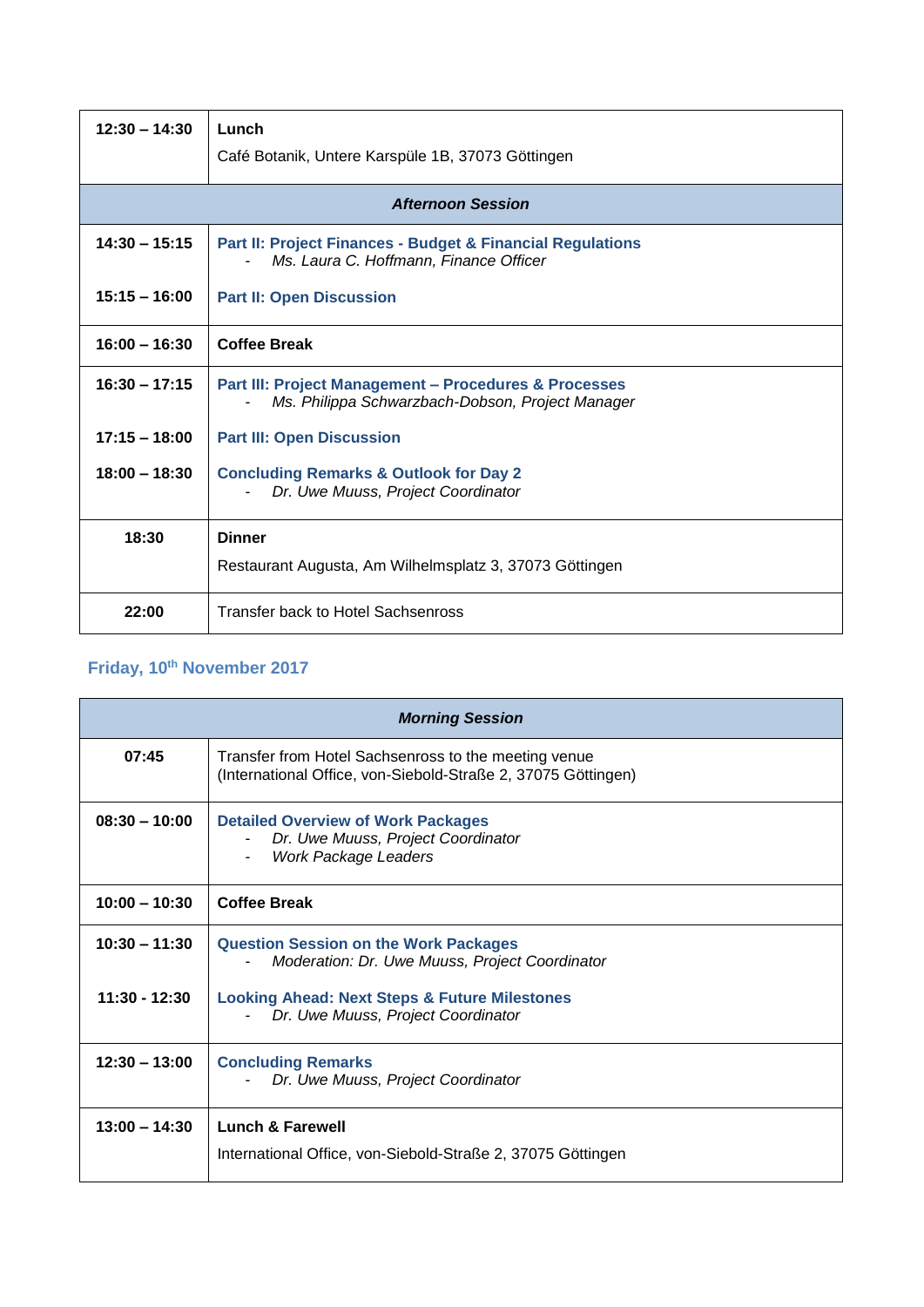| | |
|---|---|
| **12:30 – 14:30** | **Lunch**<br>Café Botanik, Untere Karspüle 1B, 37073 Göttingen |
| | ***Afternoon Session*** |
| **14:30 – 15:15** | **Part II: Project Finances - Budget & Financial Regulations**<br>- *Ms. Laura C. Hoffmann, Finance Officer* |
| **15:15 – 16:00** | **Part II: Open Discussion** |
| **16:00 – 16:30** | **Coffee Break** |
| **16:30 – 17:15** | **Part III: Project Management – Procedures & Processes**<br>- *Ms. Philippa Schwarzbach-Dobson, Project Manager* |
| **17:15 – 18:00** | **Part III: Open Discussion** |
| **18:00 – 18:30** | **Concluding Remarks & Outlook for Day 2**<br>- *Dr. Uwe Muuss, Project Coordinator* |
| **18:30** | **Dinner**<br>Restaurant Augusta, Am Wilhelmsplatz 3, 37073 Göttingen |
| **22:00** | Transfer back to Hotel Sachsenross |

## Friday, 10th November 2017

| | |
|---|---|
| | ***Morning Session*** |
| **07:45** | Transfer from Hotel Sachsenross to the meeting venue<br>(International Office, von-Siebold-Straße 2, 37075 Göttingen) |
| **08:30 – 10:00** | **Detailed Overview of Work Packages**<br>- *Dr. Uwe Muuss, Project Coordinator*<br>- *Work Package Leaders* |
| **10:00 – 10:30** | **Coffee Break** |
| **10:30 – 11:30** | **Question Session on the Work Packages**<br>- *Moderation: Dr. Uwe Muuss, Project Coordinator* |
| **11:30 - 12:30** | **Looking Ahead: Next Steps & Future Milestones**<br>- *Dr. Uwe Muuss, Project Coordinator* |
| **12:30 – 13:00** | **Concluding Remarks**<br>- *Dr. Uwe Muuss, Project Coordinator* |
| **13:00 – 14:30** | **Lunch & Farewell**<br>International Office, von-Siebold-Straße 2, 37075 Göttingen |